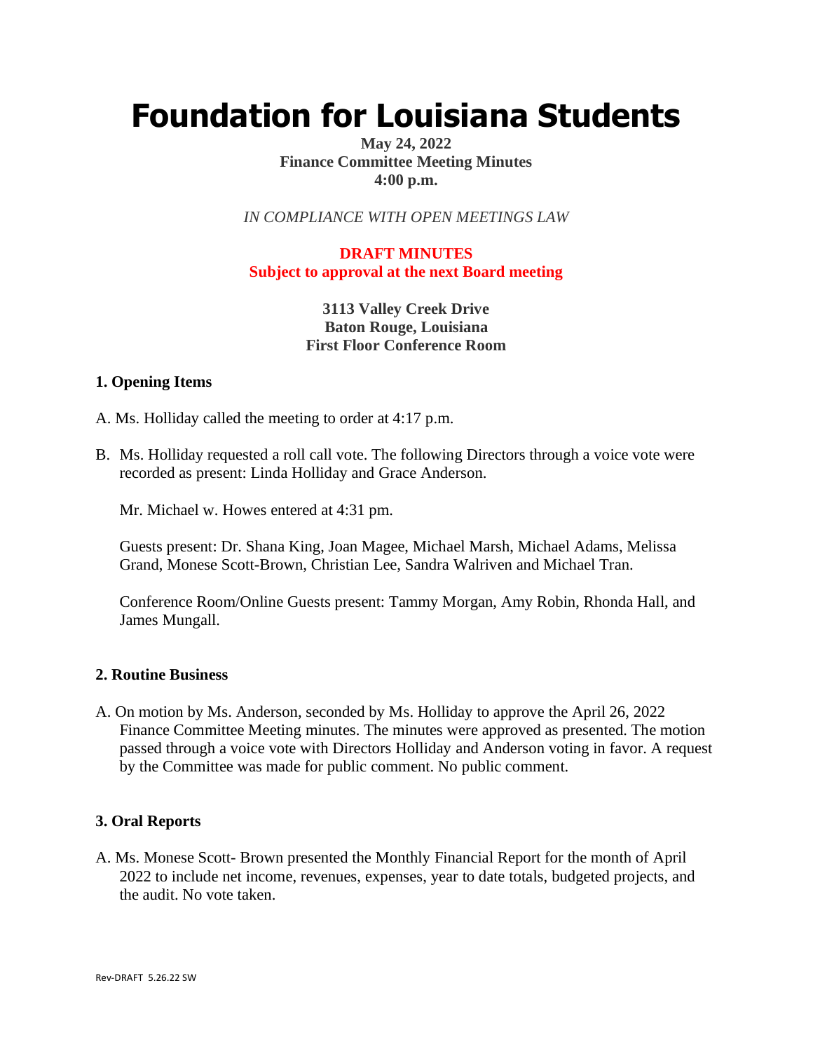# Foundation for Louisiana Students

**May 24, 2022**
**Finance Committee Meeting Minutes**
**4:00 p.m.**

*IN COMPLIANCE WITH OPEN MEETINGS LAW*

**DRAFT MINUTES**
**Subject to approval at the next Board meeting**

**3113 Valley Creek Drive**
**Baton Rouge, Louisiana**
**First Floor Conference Room**

### 1. Opening Items

A. Ms. Holliday called the meeting to order at 4:17 p.m.

B. Ms. Holliday requested a roll call vote. The following Directors through a voice vote were recorded as present: Linda Holliday and Grace Anderson.

Mr. Michael w. Howes entered at 4:31 pm.

Guests present: Dr. Shana King, Joan Magee, Michael Marsh, Michael Adams, Melissa Grand, Monese Scott-Brown, Christian Lee, Sandra Walriven and Michael Tran.

Conference Room/Online Guests present: Tammy Morgan, Amy Robin, Rhonda Hall, and James Mungall.

### 2. Routine Business

A. On motion by Ms. Anderson, seconded by Ms. Holliday to approve the April 26, 2022 Finance Committee Meeting minutes. The minutes were approved as presented. The motion passed through a voice vote with Directors Holliday and Anderson voting in favor. A request by the Committee was made for public comment. No public comment.

### 3. Oral Reports

A. Ms. Monese Scott- Brown presented the Monthly Financial Report for the month of April 2022 to include net income, revenues, expenses, year to date totals, budgeted projects, and the audit. No vote taken.

Rev-DRAFT 5.26.22 SW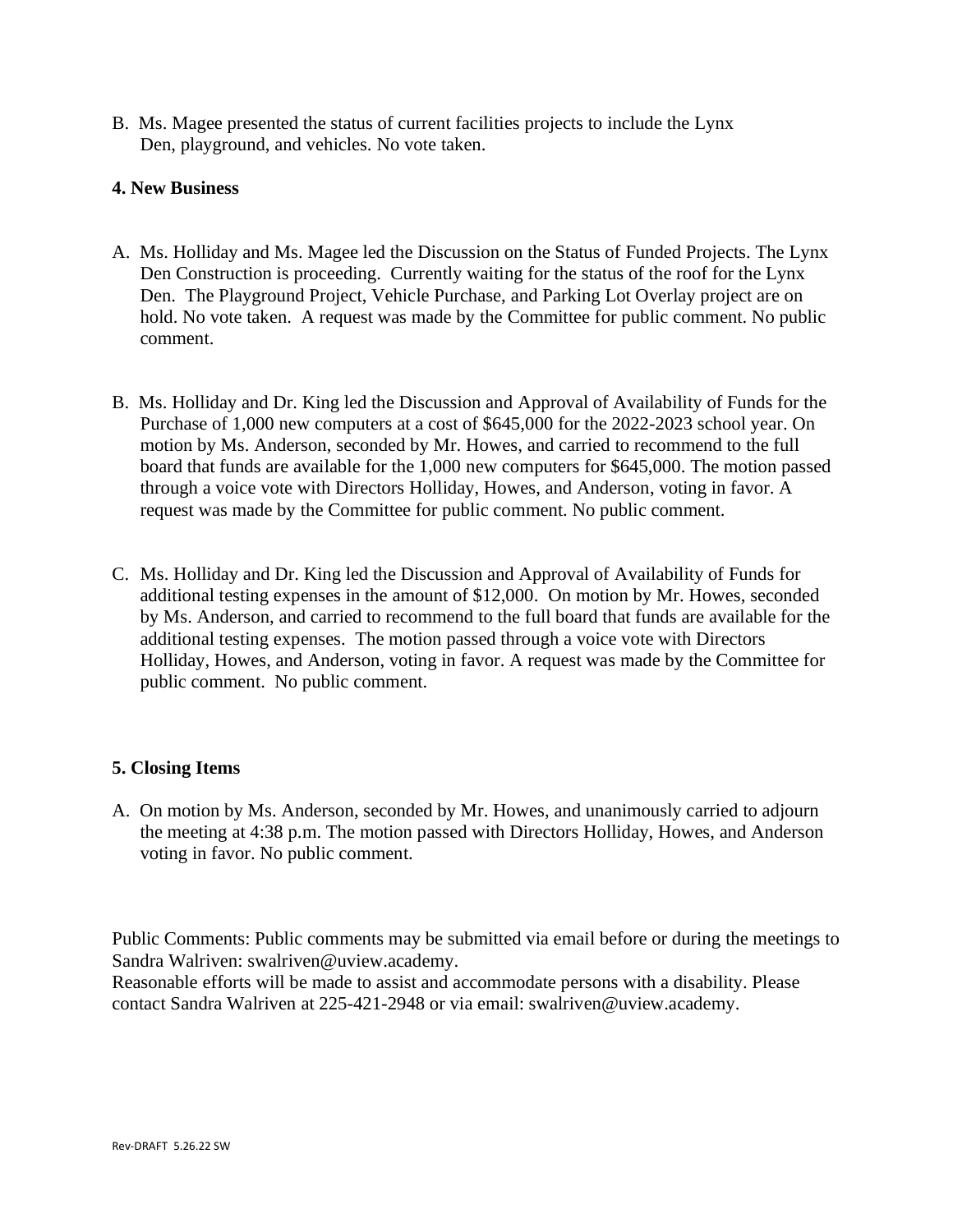B. Ms. Magee presented the status of current facilities projects to include the Lynx Den, playground, and vehicles. No vote taken.

**4. New Business**

A. Ms. Holliday and Ms. Magee led the Discussion on the Status of Funded Projects. The Lynx Den Construction is proceeding. Currently waiting for the status of the roof for the Lynx Den. The Playground Project, Vehicle Purchase, and Parking Lot Overlay project are on hold. No vote taken. A request was made by the Committee for public comment. No public comment.

B. Ms. Holliday and Dr. King led the Discussion and Approval of Availability of Funds for the Purchase of 1,000 new computers at a cost of $645,000 for the 2022-2023 school year. On motion by Ms. Anderson, seconded by Mr. Howes, and carried to recommend to the full board that funds are available for the 1,000 new computers for $645,000. The motion passed through a voice vote with Directors Holliday, Howes, and Anderson, voting in favor. A request was made by the Committee for public comment. No public comment.

C. Ms. Holliday and Dr. King led the Discussion and Approval of Availability of Funds for additional testing expenses in the amount of $12,000. On motion by Mr. Howes, seconded by Ms. Anderson, and carried to recommend to the full board that funds are available for the additional testing expenses. The motion passed through a voice vote with Directors Holliday, Howes, and Anderson, voting in favor. A request was made by the Committee for public comment. No public comment.

**5. Closing Items**

A. On motion by Ms. Anderson, seconded by Mr. Howes, and unanimously carried to adjourn the meeting at 4:38 p.m. The motion passed with Directors Holliday, Howes, and Anderson voting in favor. No public comment.

Public Comments: Public comments may be submitted via email before or during the meetings to Sandra Walriven: swalriven@uview.academy.
Reasonable efforts will be made to assist and accommodate persons with a disability. Please contact Sandra Walriven at 225-421-2948 or via email: swalriven@uview.academy.

Rev-DRAFT 5.26.22 SW